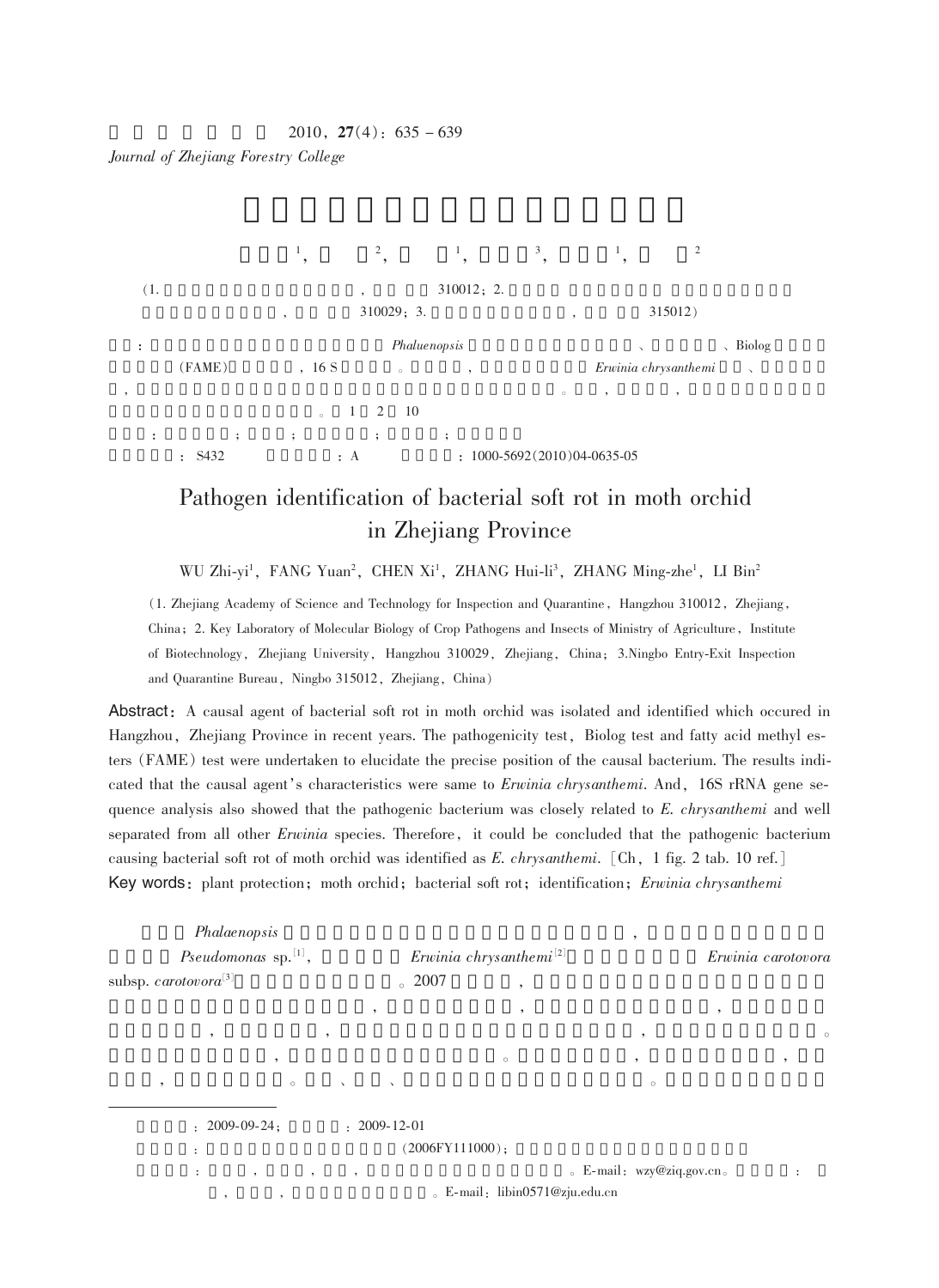# Pathogen identification of bacterial soft rot in moth orchid in Zhejiang Province

WU Zhi-yi[1], FANG Yuan[2], CHEN Xi[1], ZHANG Hui-li[3], ZHANG Ming-zhe[1], LI Bin[2]

(1. Zhejiang Academy of Science and Technology for Inspection and Quarantine, Hangzhou 310012, Zhejiang, China; 2. Key Laboratory of Molecular Biology of Crop Pathogens and Insects of Ministry of Agriculture, Institute of Biotechnology, Zhejiang University, Hangzhou 310029, Zhejiang, China; 3.Ningbo Entry-Exit Inspection and Quarantine Bureau, Ningbo 315012, Zhejiang, China)

**Abstract**: A causal agent of bacterial soft rot in moth orchid was isolated and identified which occured in Hangzhou, Zhejiang Province in recent years. The pathogenicity test, Biolog test and fatty acid methyl esters (FAME) test were undertaken to elucidate the precise position of the causal bacterium. The results indicated that the causal agent's characteristics were same to *Erwinia chrysanthemi*. And, 16S rRNA gene sequence analysis also showed that the pathogenic bacterium was closely related to *E. chrysanthemi* and well separated from all other *Erwinia* species. Therefore, it could be concluded that the pathogenic bacterium causing bacterial soft rot of moth orchid was identified as *E. chrysanthemi*. [Ch, 1 fig. 2 tab. 10 ref.]

**Key words**: plant protection; moth orchid; bacterial soft rot; identification; *Erwinia chrysanthemi*

*Phalaenopsis* … *Pseudomonas* sp.[1], … *Erwinia chrysanthemi*[2] … *Erwinia carotovora* subsp. *carotovora*[3] … 2007 …

---

：2009-09-24；：2009-12-01

：(2006FY111000)；

E-mail：wzy@ziq.gov.cn。E-mail：libin0571@zju.edu.cn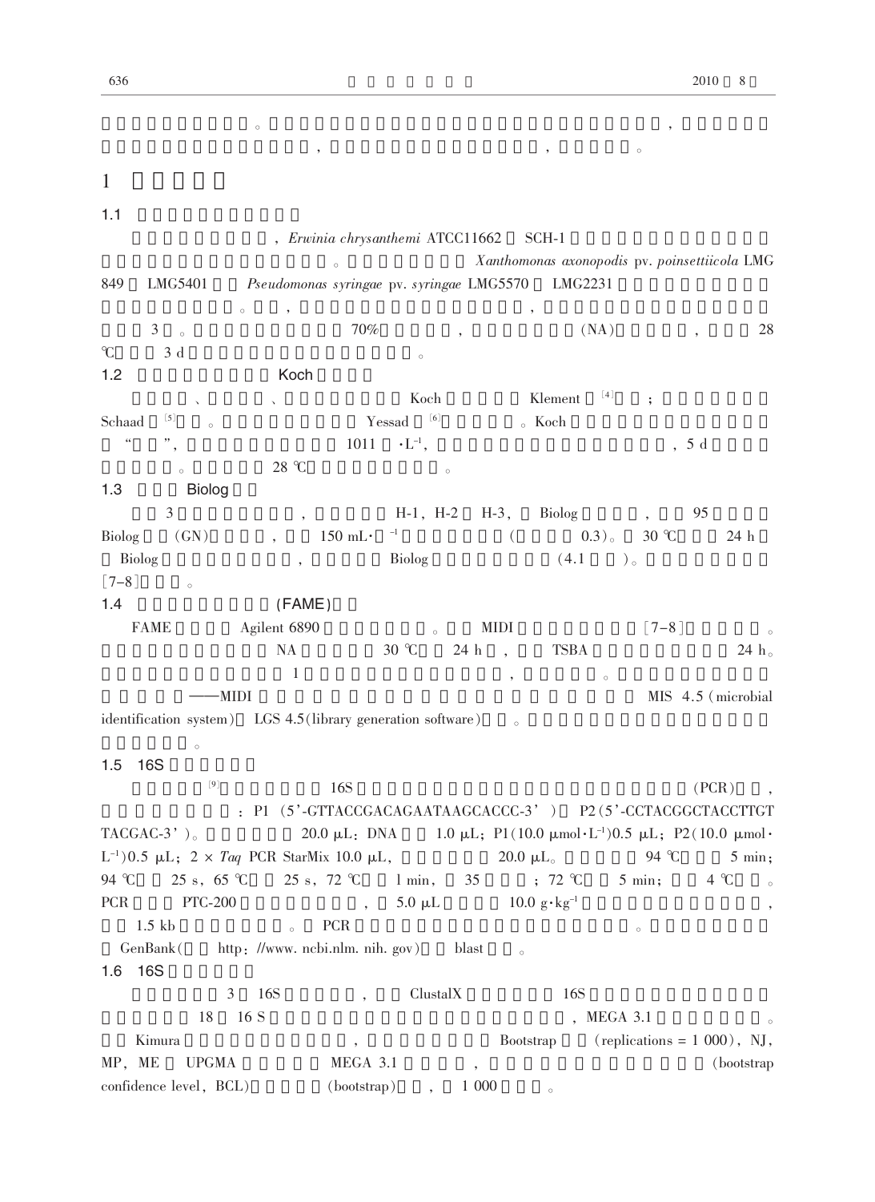。，

，，。

# 1

## 1.1

，*Erwinia chrysanthemi* ATCC11662 SCH-1

。 *Xanthomonas axonopodis* pv. *poinsettiicola* LMG 849 LMG5401 *Pseudomonas syringae* pv. *syringae* LMG5570 LMG2231

。，，

3 。 70% ，(NA)，28 ℃ 3 d 。

## 1.2 Koch

、、 Koch Klement [4] ；

Schaad [5] 。 Yessad [6] 。Koch

"" ，1011 $\cdot L^{-1}$，，5 d

。 28 ℃ 。

## 1.3 Biolog

3 ，H-1，H-2 H-3，Biolog ，95

Biolog (GN) ，150 mL$\cdot$ $^{-1}$ ( 0.3)。30 ℃ 24 h

Biolog ，Biolog (4.1 )。

[7–8] 。

## 1.4 (FAME)

FAME Agilent 6890 。MIDI [7–8] 。

NA 30 ℃ 24 h ，TSBA 24 h。

1 ，。

——MIDI MIS 4.5 (microbial identification system) LGS 4.5(library generation software) 。

。

## 1.5 16S

[9] 16S (PCR)，

：P1 (5'-GTTACCGACAGAATAAGCACCC-3' ) P2(5'-CCTACGGCTACCTTGT TACGAC-3' )。 20.0 μL：DNA 1.0 μL；P1(10.0 μmol$\cdot L^{-1}$)0.5 μL；P2(10.0 μmol$\cdot L^{-1}$)0.5 μL；2 × *Taq* PCR StarMix 10.0 μL，20.0 μL。 94 ℃ 5 min；94 ℃ 25 s，65 ℃ 25 s，72 ℃ 1 min，35 ；72 ℃ 5 min；4 ℃ 。

PCR PTC-200 ，5.0 μL 10.0 g$\cdot$kg$^{-1}$ ，

1.5 kb 。PCR 。

GenBank( http：//www.ncbi.nlm.nih.gov) blast 。

## 1.6 16S

3 16S ，ClustalX 16S

18 16 S ，MEGA 3.1 。

Kimura ，Bootstrap (replications = 1 000)，NJ，MP，ME UPGMA MEGA 3.1 ，(bootstrap confidence level，BCL) (bootstrap) ，1 000 。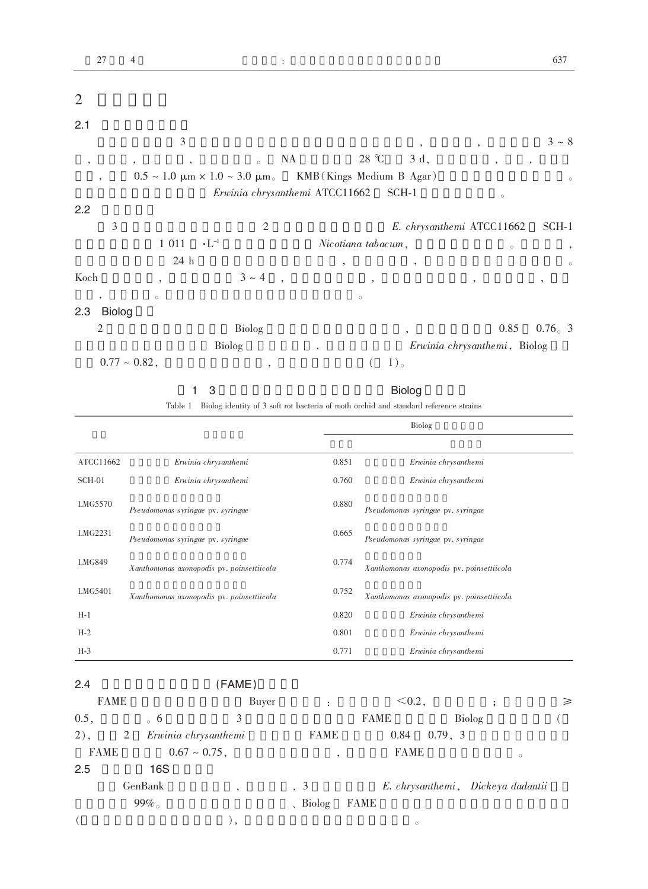## 2

### 2.1

3 , , 3 ~ 8 , , , 。 NA 28 ℃ 3 d, , , , , 0.5 ~ 1.0 μm × 1.0 ~ 3.0 μm。 KMB(Kings Medium B Agar) 。 *Erwinia chrysanthemi* ATCC11662 SCH-1 。

### 2.2

3 2 *E. chrysanthemi* ATCC11662 SCH-1 1 011 $\cdot L^{-1}$ *Nicotiana tabacum*, 。 , 24 h , , 。 Koch , 3 ~ 4 , , , , , 。 。

### 2.3 Biolog

2 Biolog , 0.85 0.76。3 Biolog , *Erwinia chrysanthemi*, Biolog 0.77 ~ 0.82, , ( 1)。

1 3 Biolog

Table 1 Biolog identity of 3 soft rot bacteria of moth orchid and standard reference strains

| | | Biolog | |
|---|---|---|---|
| | | | |
| ATCC11662 | *Erwinia chrysanthemi* | 0.851 | *Erwinia chrysanthemi* |
| SCH-01 | *Erwinia chrysanthemi* | 0.760 | *Erwinia chrysanthemi* |
| LMG5570 | *Pseudomonas syringae* pv. *syringae* | 0.880 | *Pseudomonas syringae* pv. *syringae* |
| LMG2231 | *Pseudomonas syringae* pv. *syringae* | 0.665 | *Pseudomonas syringae* pv. *syringae* |
| LMG849 | *Xanthomonas axonopodis* pv. *poinsettiicola* | 0.774 | *Xanthomonas axonopodis* pv. *poinsettiicola* |
| LMG5401 | *Xanthomonas axonopodis* pv. *poinsettiicola* | 0.752 | *Xanthomonas axonopodis* pv. *poinsettiicola* |
| H-1 | | 0.820 | *Erwinia chrysanthemi* |
| H-2 | | 0.801 | *Erwinia chrysanthemi* |
| H-3 | | 0.771 | *Erwinia chrysanthemi* |

### 2.4 (FAME)

FAME Buyer : $<0.2$, ; $\geq 0.5$, 。6 3 FAME Biolog ( 2), 2 *Erwinia chrysanthemi* FAME 0.84 0.79, 3 FAME 0.67 ~ 0.75, , FAME 。

### 2.5 16S

GenBank , , 3 *E. chrysanthemi*, *Dickeya dadantii* 99%。 、Biolog FAME ( ), 。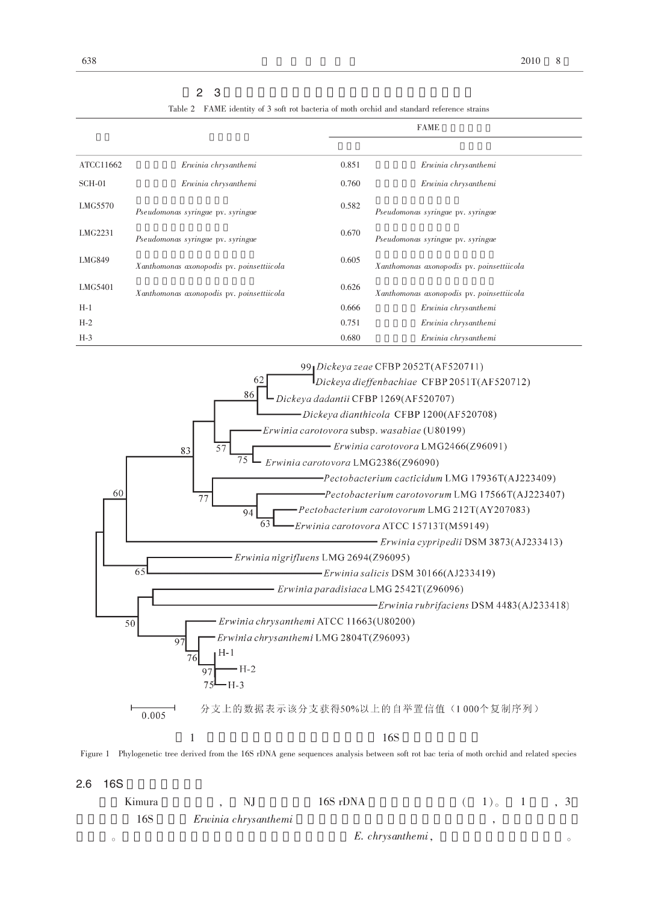表 2　3

Table 2　FAME identity of 3 soft rot bacteria of moth orchid and standard reference strains

| | | FAME | |
|---|---|---|---|
| | | | |
| ATCC11662 | *Erwinia chrysanthemi* | 0.851 | *Erwinia chrysanthemi* |
| SCH-01 | *Erwinia chrysanthemi* | 0.760 | *Erwinia chrysanthemi* |
| LMG5570 | *Pseudomonas syringae* pv. *syringae* | 0.582 | *Pseudomonas syringae* pv. *syringae* |
| LMG2231 | *Pseudomonas syringae* pv. *syringae* | 0.670 | *Pseudomonas syringae* pv. *syringae* |
| LMG849 | *Xanthomonas axonopodis* pv. *poinsettiicola* | 0.605 | *Xanthomonas axonopodis* pv. *poinsettiicola* |
| LMG5401 | *Xanthomonas axonopodis* pv. *poinsettiicola* | 0.626 | *Xanthomonas axonopodis* pv. *poinsettiicola* |
| H-1 | | 0.666 | *Erwinia chrysanthemi* |
| H-2 | | 0.751 | *Erwinia chrysanthemi* |
| H-3 | | 0.680 | *Erwinia chrysanthemi* |

分支上的数据表示该分支获得50%以上的自举置信值（1 000个复制序列）

图 1　16S

Figure 1　Phylogenetic tree derived from the 16S rDNA gene sequences analysis between soft rot bac teria of moth orchid and related species

## 2.6　16S

Kimura　，NJ　16S rDNA　（图 1）。图 1　，3　16S　*Erwinia chrysanthemi*　，　。　*E. chrysanthemi*，　。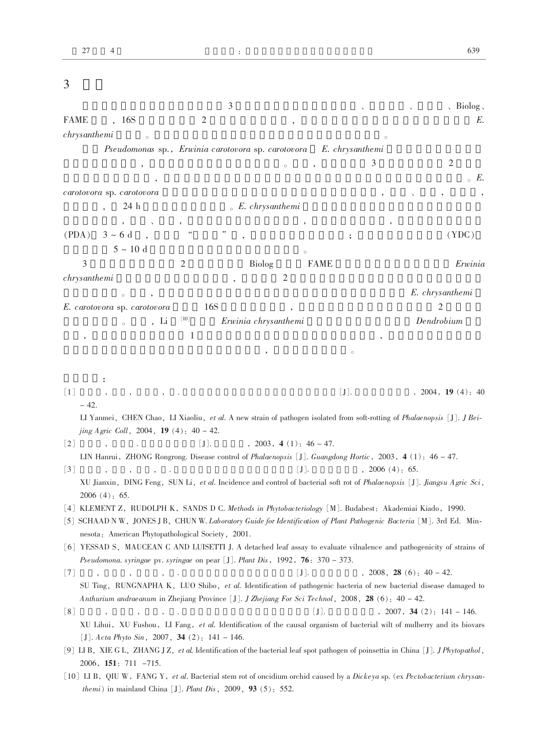## 3

3 、 、 、Biolog、FAME ，16S 2 ， *E. chrysanthemi* 。 。

*Pseudomonas* sp.，*Erwinia carotovora* sp. *carotovora* *E. chrysanthemi* ， 。 ， 3 2 ， 。*E. carotovora* sp. *carotovora* ， 、 ， ， ， 24 h 。*E. chrysanthemi* ， 、 ， ， ， (PDA) 3 ~ 6 d ， “ ” ， ； (YDC) 5 ~ 10 d 。

3 2 Biolog FAME *Erwinia chrysanthemi* ， 2 。 ， *E. chrysanthemi* *E. carotovora* sp. *carotovora* 16S ， 2 。 ，Li [10] *Erwinia chrysanthemi* *Dendrobium* ， 1 ， ， 。

：

[1] ， ， ， . [J]. ，2004，**19** (4)：40 – 42.
LI Yanmei，CHEN Chao，LI Xiaoliu，*et al*. A new strain of pathogen isolated from soft-rotting of *Phalaenopsis* [J]. *J Beijing Agric Coll*，2004，**19** (4)：40 – 42.

[2] ， . [J]. ，2003，**4** (1)：46 – 47.
LIN Hanrui，ZHONG Rongrong. Disease control of *Phalaenopsis* [J]. *Guangdong Hortic*，2003，**4** (1)：46 – 47.

[3] ， ， ， . [J]. ，2006 (4)：65.
XU Jianxin，DING Feng，SUN Li，*et al*. Incidence and control of bacterial soft rot of *Phalaenopsis* [J]. *Jiangsu Agric Sci*，2006 (4)：65.

[4] KLEMENT Z，RUDOLPH K，SANDS D C. *Methods in Phytobacteriology* [M]. Budabest：Akademiai Kiado，1990.

[5] SCHAAD N W，JONES J B，CHUN W. *Laboratory Guide for Identification of Plant Pathogenic Bacteria* [M]. 3rd Ed. Minnesota：American Phytopathological Society，2001.

[6] YESSAD S，MAUCEAN C AND LUISETTI J. A detached leaf assay to evaluate vilnalence and pathogenicity of strains of *Pseudomona. syringae* pv. *syringae* on pear [J]. *Plant Dis*，1992，**76**：370 – 373.

[7] ， ， ， . [J]. ，2008，**28** (6)：40 – 42.
SU Ting，RUNGNAPHA K，LUO Shibo，*et al*. Identification of pathogenic bacteria of new bacterial disease damaged to *Anthurium andraeanum* in Zhejiang Province [J]. *J Zhejiang For Sci Technol*，2008，**28** (6)：40 – 42.

[8] ， ， ， . [J]. ，2007，**34** (2)：141 – 146.
XU Lihui，XU Fushou，LI Fang，*et al*. Identification of the causal organism of bacterial wilt of mulberry and its biovars [J]. *Acta Phyto Sin*，2007，**34** (2)：141 – 146.

[9] LI B，XIE G L，ZHANG J Z，*et al*. Identification of the bacterial leaf spot pathogen of poinsettia in China [J]. *J Phytopathol*，2006，**151**：711 –715.

[10] LI B，QIU W，FANG Y，*et al*. Bacterial stem rot of oncidium orchid caused by a *Dickeya* sp. (ex *Pectobacterium chrysanthemi*) in mainland China [J]. *Plant Dis*，2009，**93** (5)：552.